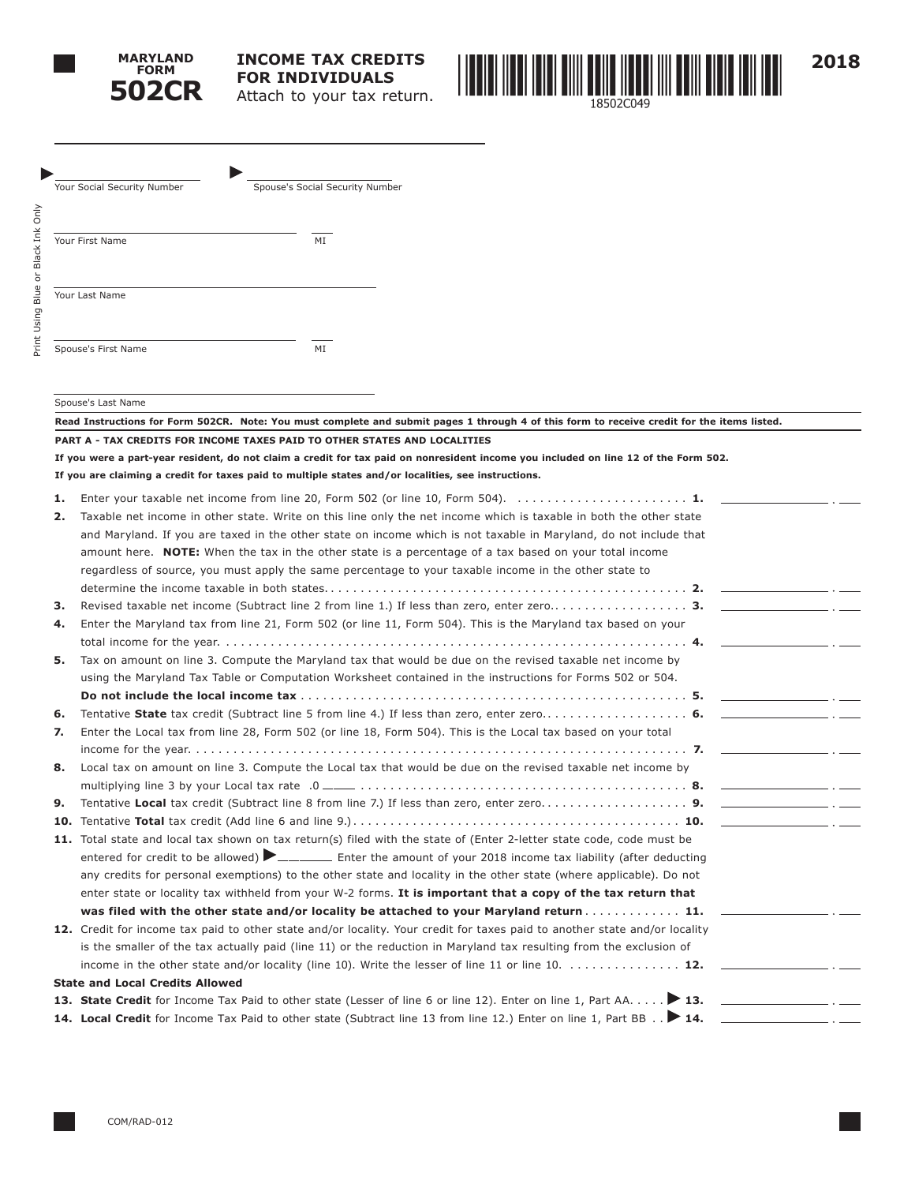# MARYLAND FORM 502CR

## INCOME TAX CREDITS FOR INDIVIDUALS

Attach to your tax return.

18502C049

2018

Print Using Blue or Black Ink Only

Your Social Security Number ________ Spouse's Social Security Number ________

Your First Name ________ MI ____

Your Last Name ________

Spouse's First Name ________ MI ____

Spouse's Last Name ________

**Read Instructions for Form 502CR. Note: You must complete and submit pages 1 through 4 of this form to receive credit for the items listed.**

### PART A - TAX CREDITS FOR INCOME TAXES PAID TO OTHER STATES AND LOCALITIES

**If you were a part-year resident, do not claim a credit for tax paid on nonresident income you included on line 12 of the Form 502.**

**If you are claiming a credit for taxes paid to multiple states and/or localities, see instructions.**

1. Enter your taxable net income from line 20, Form 502 (or line 10, Form 504). . . . . . . . . . . . . . . . . . . . . . . **1.** ________ . ____
2. Taxable net income in other state. Write on this line only the net income which is taxable in both the other state and Maryland. If you are taxed in the other state on income which is not taxable in Maryland, do not include that amount here. **NOTE:** When the tax in the other state is a percentage of a tax based on your total income regardless of source, you must apply the same percentage to your taxable income in the other state to determine the income taxable in both states. . . . . . . . . . . . . . . . . . . . . . . . . . . . . . . . . . . . . . . . . . . . . . . . . **2.** ________ . ____
3. Revised taxable net income (Subtract line 2 from line 1.) If less than zero, enter zero.. . . . . . . . . . . . . . . . . . **3.** ________ . ____
4. Enter the Maryland tax from line 21, Form 502 (or line 11, Form 504). This is the Maryland tax based on your total income for the year. . . . . . . . . . . . . . . . . . . . . . . . . . . . . . . . . . . . . . . . . . . . . . . . . . . . . . . . . . . . . **4.** ________ . ____
5. Tax on amount on line 3. Compute the Maryland tax that would be due on the revised taxable net income by using the Maryland Tax Table or Computation Worksheet contained in the instructions for Forms 502 or 504. **Do not include the local income tax** . . . . . . . . . . . . . . . . . . . . . . . . . . . . . . . . . . . . . . . . . . . . . . . . . . . **5.** ________ . ____
6. Tentative **State** tax credit (Subtract line 5 from line 4.) If less than zero, enter zero. . . . . . . . . . . . . . . . . . . . **6.** ________ . ____
7. Enter the Local tax from line 28, Form 502 (or line 18, Form 504). This is the Local tax based on your total income for the year. . . . . . . . . . . . . . . . . . . . . . . . . . . . . . . . . . . . . . . . . . . . . . . . . . . . . . . . . . . . . . . . . . . **7.** ________ . ____
8. Local tax on amount on line 3. Compute the Local tax that would be due on the revised taxable net income by multiplying line 3 by your Local tax rate .0 ____ . . . . . . . . . . . . . . . . . . . . . . . . . . . . . . . . . . . . . . . . . . . **8.** ________ . ____
9. Tentative **Local** tax credit (Subtract line 8 from line 7.) If less than zero, enter zero. . . . . . . . . . . . . . . . . . . . **9.** ________ . ____
10. Tentative **Total** tax credit (Add line 6 and line 9.). . . . . . . . . . . . . . . . . . . . . . . . . . . . . . . . . . . . . . . . . . **10.** ________ . ____
11. Total state and local tax shown on tax return(s) filed with the state of (Enter 2-letter state code, code must be entered for credit to be allowed) ► ________ Enter the amount of your 2018 income tax liability (after deducting any credits for personal exemptions) to the other state and locality in the other state (where applicable). Do not enter state or locality tax withheld from your W-2 forms. **It is important that a copy of the tax return that was filed with the other state and/or locality be attached to your Maryland return** . . . . . . . . . . . . **11.** ________ . ____
12. Credit for income tax paid to other state and/or locality. Your credit for taxes paid to another state and/or locality is the smaller of the tax actually paid (line 11) or the reduction in Maryland tax resulting from the exclusion of income in the other state and/or locality (line 10). Write the lesser of line 11 or line 10. . . . . . . . . . . . . . . . **12.** ________ . ____

**State and Local Credits Allowed**

13. **State Credit** for Income Tax Paid to other state (Lesser of line 6 or line 12). Enter on line 1, Part AA. . . . . ► **13.** ________ . ____
14. **Local Credit** for Income Tax Paid to other state (Subtract line 13 from line 12.) Enter on line 1, Part BB . . ► **14.** ________ . ____

COM/RAD-012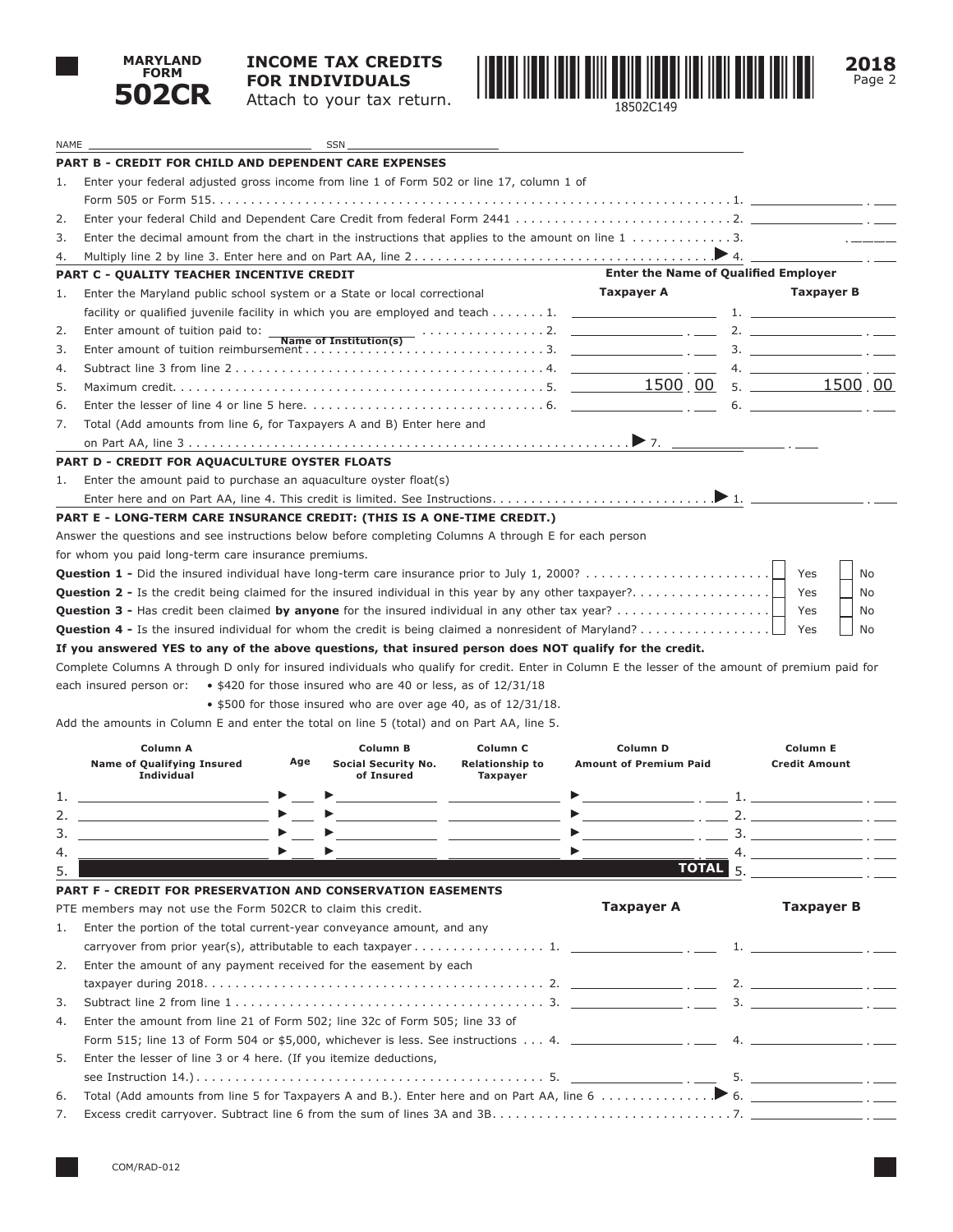# MARYLAND FORM 502CR

## INCOME TAX CREDITS FOR INDIVIDUALS

Attach to your tax return.

18502C149

**2018**
Page 2

NAME ______________________ SSN ______________________

### PART B - CREDIT FOR CHILD AND DEPENDENT CARE EXPENSES

1. Enter your federal adjusted gross income from line 1 of Form 502 or line 17, column 1 of Form 505 or Form 515. . . . . . . . . . 1. ________ . ___
2. Enter your federal Child and Dependent Care Credit from federal Form 2441 . . . . . . . . . . 2. ________ . ___
3. Enter the decimal amount from the chart in the instructions that applies to the amount on line 1 . . . . . . . . . . 3. . _____
4. Multiply line 2 by line 3. Enter here and on Part AA, line 2 . . . . . . . . . . ▶ 4. ________ . ___

### PART C - QUALITY TEACHER INCENTIVE CREDIT

| | | Taxpayer A | Taxpayer B |
|---|---|---|---|
| | | Enter the Name of Qualified Employer | |
| 1. | Enter the Maryland public school system or a State or local correctional facility or qualified juvenile facility in which you are employed and teach . . . . . . . 1. | | 1. |
| 2. | Enter amount of tuition paid to: ________ (Name of Institution(s)) . . . . . . 2. | . | 2. . |
| 3. | Enter amount of tuition reimbursement . . . . . . 3. | . | 3. . |
| 4. | Subtract line 3 from line 2 . . . . . . 4. | . | 4. . |
| 5. | Maximum credit. . . . . . 5. | 1500 . 00 | 5. 1500 . 00 |
| 6. | Enter the lesser of line 4 or line 5 here. . . . . . 6. | . | 6. . |

7. Total (Add amounts from line 6, for Taxpayers A and B) Enter here and on Part AA, line 3 . . . . . . . . . . ▶ 7. ________ . ___

### PART D - CREDIT FOR AQUACULTURE OYSTER FLOATS

1. Enter the amount paid to purchase an aquaculture oyster float(s) Enter here and on Part AA, line 4. This credit is limited. See Instructions. . . . . . . . . . ▶ 1. ________ . ___

### PART E - LONG-TERM CARE INSURANCE CREDIT: (THIS IS A ONE-TIME CREDIT.)

Answer the questions and see instructions below before completing Columns A through E for each person for whom you paid long-term care insurance premiums.

**Question 1 -** Did the insured individual have long-term care insurance prior to July 1, 2000? . . . . . . . . ☐ Yes ☐ No

**Question 2 -** Is the credit being claimed for the insured individual in this year by any other taxpayer?. . . . . . . . ☐ Yes ☐ No

**Question 3 -** Has credit been claimed **by anyone** for the insured individual in any other tax year? . . . . . . . . ☐ Yes ☐ No

**Question 4 -** Is the insured individual for whom the credit is being claimed a nonresident of Maryland? . . . . . . . . ☐ Yes ☐ No

**If you answered YES to any of the above questions, that insured person does NOT qualify for the credit.**

Complete Columns A through D only for insured individuals who qualify for credit. Enter in Column E the lesser of the amount of premium paid for each insured person or:

- $420 for those insured who are 40 or less, as of 12/31/18
- $500 for those insured who are over age 40, as of 12/31/18.

Add the amounts in Column E and enter the total on line 5 (total) and on Part AA, line 5.

| | Column A Name of Qualifying Insured Individual | Age | Column B Social Security No. of Insured | Column C Relationship to Taxpayer | Column D Amount of Premium Paid | Column E Credit Amount |
|---|---|---|---|---|---|---|
| 1. | | ▶ | ▶ | | ▶ . | 1. . |
| 2. | | ▶ | ▶ | | ▶ . | 2. . |
| 3. | | ▶ | ▶ | | ▶ . | 3. . |
| 4. | | ▶ | ▶ | | ▶ . | 4. . |
| 5. | | | | | **TOTAL** | 5. . |

### PART F - CREDIT FOR PRESERVATION AND CONSERVATION EASEMENTS

PTE members may not use the Form 502CR to claim this credit.

| | | Taxpayer A | Taxpayer B |
|---|---|---|---|
| 1. | Enter the portion of the total current-year conveyance amount, and any carryover from prior year(s), attributable to each taxpayer . . . . . . 1. | . | 1. . |
| 2. | Enter the amount of any payment received for the easement by each taxpayer during 2018. . . . . . 2. | . | 2. . |
| 3. | Subtract line 2 from line 1 . . . . . . 3. | . | 3. . |
| 4. | Enter the amount from line 21 of Form 502; line 32c of Form 505; line 33 of Form 515; line 13 of Form 504 or $5,000, whichever is less. See instructions . . . 4. | . | 4. . |
| 5. | Enter the lesser of line 3 or 4 here. (If you itemize deductions, see Instruction 14.) . . . . . . 5. | . | 5. . |

6. Total (Add amounts from line 5 for Taxpayers A and B.). Enter here and on Part AA, line 6 . . . . . . ▶ 6. ________ . ___
7. Excess credit carryover. Subtract line 6 from the sum of lines 3A and 3B. . . . . . . . . . 7. ________ . ___

COM/RAD-012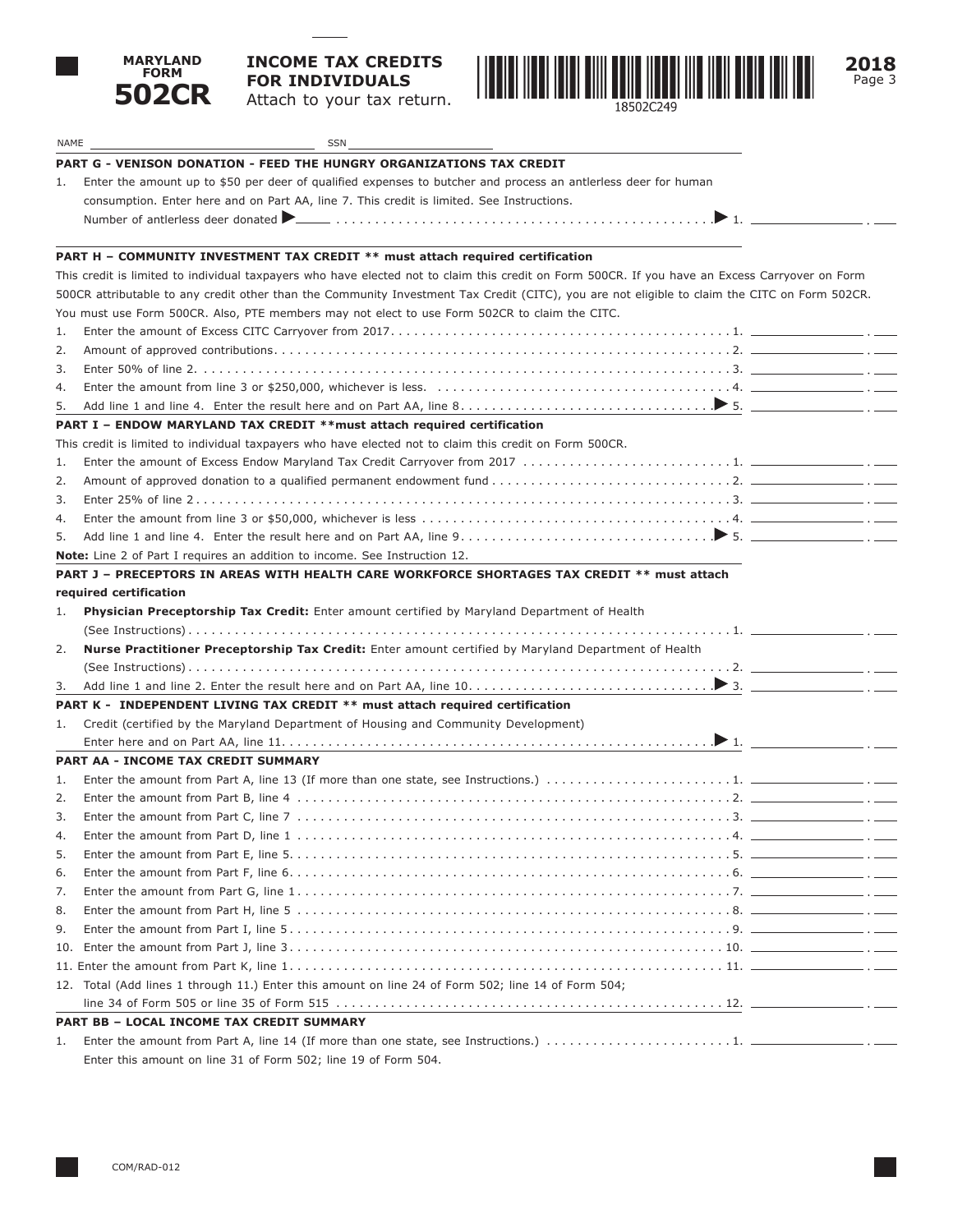# MARYLAND FORM 502CR

## INCOME TAX CREDITS FOR INDIVIDUALS

Attach to your tax return.

18502C249

2018

NAME ______________________ SSN ______________________

### PART G - VENISON DONATION - FEED THE HUNGRY ORGANIZATIONS TAX CREDIT

1. Enter the amount up to $50 per deer of qualified expenses to butcher and process an antlerless deer for human consumption. Enter here and on Part AA, line 7. This credit is limited. See Instructions.
   Number of antlerless deer donated ▶ ______ . . . . . . . . . . . . . . . . . . . . ▶ 1. ______ . ___

### PART H – COMMUNITY INVESTMENT TAX CREDIT ** must attach required certification

This credit is limited to individual taxpayers who have elected not to claim this credit on Form 500CR. If you have an Excess Carryover on Form 500CR attributable to any credit other than the Community Investment Tax Credit (CITC), you are not eligible to claim the CITC on Form 502CR. You must use Form 500CR. Also, PTE members may not elect to use Form 502CR to claim the CITC.

1. Enter the amount of Excess CITC Carryover from 2017 . . . . . . . . . . 1. ______ . ___
2. Amount of approved contributions . . . . . . . . . . 2. ______ . ___
3. Enter 50% of line 2 . . . . . . . . . . 3. ______ . ___
4. Enter the amount from line 3 or $250,000, whichever is less. . . . . . . . . . 4. ______ . ___
5. Add line 1 and line 4. Enter the result here and on Part AA, line 8 . . . . . . . . . . ▶ 5. ______ . ___

### PART I – ENDOW MARYLAND TAX CREDIT **must attach required certification

This credit is limited to individual taxpayers who have elected not to claim this credit on Form 500CR.

1. Enter the amount of Excess Endow Maryland Tax Credit Carryover from 2017 . . . . . . . . . . 1. ______ . ___
2. Amount of approved donation to a qualified permanent endowment fund . . . . . . . . . . 2. ______ . ___
3. Enter 25% of line 2 . . . . . . . . . . 3. ______ . ___
4. Enter the amount from line 3 or $50,000, whichever is less . . . . . . . . . . 4. ______ . ___
5. Add line 1 and line 4. Enter the result here and on Part AA, line 9 . . . . . . . . . . ▶ 5. ______ . ___

**Note:** Line 2 of Part I requires an addition to income. See Instruction 12.

### PART J – PRECEPTORS IN AREAS WITH HEALTH CARE WORKFORCE SHORTAGES TAX CREDIT ** must attach required certification

1. **Physician Preceptorship Tax Credit:** Enter amount certified by Maryland Department of Health (See Instructions) . . . . . . . . . . 1. ______ . ___
2. **Nurse Practitioner Preceptorship Tax Credit:** Enter amount certified by Maryland Department of Health (See Instructions) . . . . . . . . . . 2. ______ . ___
3. Add line 1 and line 2. Enter the result here and on Part AA, line 10 . . . . . . . . . . ▶ 3. ______ . ___

### PART K - INDEPENDENT LIVING TAX CREDIT ** must attach required certification

1. Credit (certified by the Maryland Department of Housing and Community Development)
   Enter here and on Part AA, line 11 . . . . . . . . . . ▶ 1. ______ . ___

### PART AA - INCOME TAX CREDIT SUMMARY

1. Enter the amount from Part A, line 13 (If more than one state, see Instructions.) . . . . . . . . . . 1. ______ . ___
2. Enter the amount from Part B, line 4 . . . . . . . . . . 2. ______ . ___
3. Enter the amount from Part C, line 7 . . . . . . . . . . 3. ______ . ___
4. Enter the amount from Part D, line 1 . . . . . . . . . . 4. ______ . ___
5. Enter the amount from Part E, line 5 . . . . . . . . . . 5. ______ . ___
6. Enter the amount from Part F, line 6 . . . . . . . . . . 6. ______ . ___
7. Enter the amount from Part G, line 1 . . . . . . . . . . 7. ______ . ___
8. Enter the amount from Part H, line 5 . . . . . . . . . . 8. ______ . ___
9. Enter the amount from Part I, line 5 . . . . . . . . . . 9. ______ . ___
10. Enter the amount from Part J, line 3 . . . . . . . . . . 10. ______ . ___
11. Enter the amount from Part K, line 1 . . . . . . . . . . 11. ______ . ___
12. Total (Add lines 1 through 11.) Enter this amount on line 24 of Form 502; line 14 of Form 504; line 34 of Form 505 or line 35 of Form 515 . . . . . . . . . . 12. ______ . ___

### PART BB – LOCAL INCOME TAX CREDIT SUMMARY

1. Enter the amount from Part A, line 14 (If more than one state, see Instructions.) . . . . . . . . . . 1. ______ . ___
   Enter this amount on line 31 of Form 502; line 19 of Form 504.

COM/RAD-012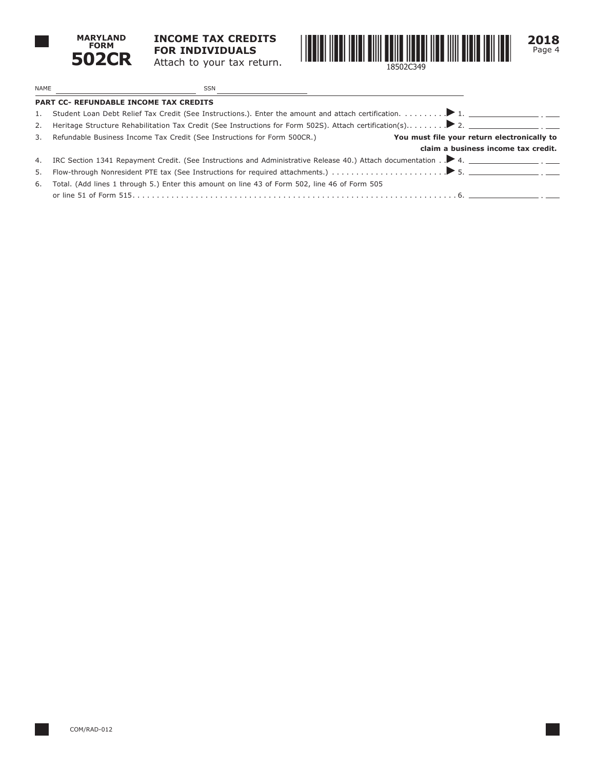# MARYLAND FORM 502CR

## INCOME TAX CREDITS FOR INDIVIDUALS

Attach to your tax return.

18502C349

**2018**

Page 4

NAME ______________________ SSN ______________________

### PART CC- REFUNDABLE INCOME TAX CREDITS

1. Student Loan Debt Relief Tax Credit (See Instructions.). Enter the amount and attach certification. . . . . . . . . ▶ 1. ________ . ___
2. Heritage Structure Rehabilitation Tax Credit (See Instructions for Form 502S). Attach certification(s). . . . . . . . ▶ 2. ________ . ___
3. Refundable Business Income Tax Credit (See Instructions for Form 500CR.) **You must file your return electronically to claim a business income tax credit.**
4. IRC Section 1341 Repayment Credit. (See Instructions and Administrative Release 40.) Attach documentation . . ▶ 4. ________ . ___
5. Flow-through Nonresident PTE tax (See Instructions for required attachments.) . . . . . . . . . . . . . . . . . . . . . . . ▶ 5. ________ . ___
6. Total. (Add lines 1 through 5.) Enter this amount on line 43 of Form 502, line 46 of Form 505 or line 51 of Form 515. . . . . . . . . . . . . . . . . . . . . . . . . . . . . . . . . . . . . . . . . . . . . . . . . . . . . . . . . . . . . . . . . . . . . . 6. ________ . ___

COM/RAD-012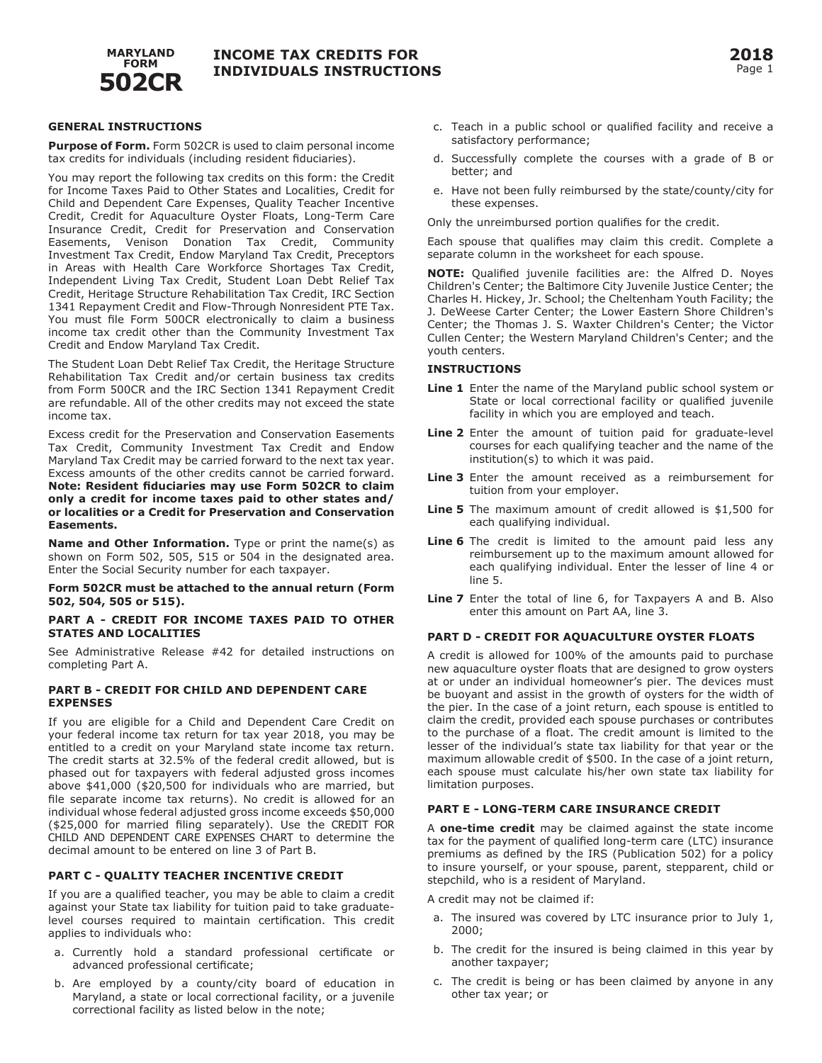# MARYLAND FORM 502CR — INCOME TAX CREDITS FOR INDIVIDUALS INSTRUCTIONS

**2018**

## GENERAL INSTRUCTIONS

**Purpose of Form.** Form 502CR is used to claim personal income tax credits for individuals (including resident fiduciaries).

You may report the following tax credits on this form: the Credit for Income Taxes Paid to Other States and Localities, Credit for Child and Dependent Care Expenses, Quality Teacher Incentive Credit, Credit for Aquaculture Oyster Floats, Long-Term Care Insurance Credit, Credit for Preservation and Conservation Easements, Venison Donation Tax Credit, Community Investment Tax Credit, Endow Maryland Tax Credit, Preceptors in Areas with Health Care Workforce Shortages Tax Credit, Independent Living Tax Credit, Student Loan Debt Relief Tax Credit, Heritage Structure Rehabilitation Tax Credit, IRC Section 1341 Repayment Credit and Flow-Through Nonresident PTE Tax. You must file Form 500CR electronically to claim a business income tax credit other than the Community Investment Tax Credit and Endow Maryland Tax Credit.

The Student Loan Debt Relief Tax Credit, the Heritage Structure Rehabilitation Tax Credit and/or certain business tax credits from Form 500CR and the IRC Section 1341 Repayment Credit are refundable. All of the other credits may not exceed the state income tax.

Excess credit for the Preservation and Conservation Easements Tax Credit, Community Investment Tax Credit and Endow Maryland Tax Credit may be carried forward to the next tax year. Excess amounts of the other credits cannot be carried forward. **Note: Resident fiduciaries may use Form 502CR to claim only a credit for income taxes paid to other states and/or localities or a Credit for Preservation and Conservation Easements.**

**Name and Other Information.** Type or print the name(s) as shown on Form 502, 505, 515 or 504 in the designated area. Enter the Social Security number for each taxpayer.

**Form 502CR must be attached to the annual return (Form 502, 504, 505 or 515).**

## PART A - CREDIT FOR INCOME TAXES PAID TO OTHER STATES AND LOCALITIES

See Administrative Release #42 for detailed instructions on completing Part A.

## PART B - CREDIT FOR CHILD AND DEPENDENT CARE EXPENSES

If you are eligible for a Child and Dependent Care Credit on your federal income tax return for tax year 2018, you may be entitled to a credit on your Maryland state income tax return. The credit starts at 32.5% of the federal credit allowed, but is phased out for taxpayers with federal adjusted gross incomes above $41,000 ($20,500 for individuals who are married, but file separate income tax returns). No credit is allowed for an individual whose federal adjusted gross income exceeds $50,000 ($25,000 for married filing separately). Use the CREDIT FOR CHILD AND DEPENDENT CARE EXPENSES CHART to determine the decimal amount to be entered on line 3 of Part B.

## PART C - QUALITY TEACHER INCENTIVE CREDIT

If you are a qualified teacher, you may be able to claim a credit against your State tax liability for tuition paid to take graduate-level courses required to maintain certification. This credit applies to individuals who:

a. Currently hold a standard professional certificate or advanced professional certificate;
b. Are employed by a county/city board of education in Maryland, a state or local correctional facility, or a juvenile correctional facility as listed below in the note;
c. Teach in a public school or qualified facility and receive a satisfactory performance;
d. Successfully complete the courses with a grade of B or better; and
e. Have not been fully reimbursed by the state/county/city for these expenses.

Only the unreimbursed portion qualifies for the credit.

Each spouse that qualifies may claim this credit. Complete a separate column in the worksheet for each spouse.

**NOTE:** Qualified juvenile facilities are: the Alfred D. Noyes Children's Center; the Baltimore City Juvenile Justice Center; the Charles H. Hickey, Jr. School; the Cheltenham Youth Facility; the J. DeWeese Carter Center; the Lower Eastern Shore Children's Center; the Thomas J. S. Waxter Children's Center; the Victor Cullen Center; the Western Maryland Children's Center; and the youth centers.

### INSTRUCTIONS

**Line 1** Enter the name of the Maryland public school system or State or local correctional facility or qualified juvenile facility in which you are employed and teach.

**Line 2** Enter the amount of tuition paid for graduate-level courses for each qualifying teacher and the name of the institution(s) to which it was paid.

**Line 3** Enter the amount received as a reimbursement for tuition from your employer.

**Line 5** The maximum amount of credit allowed is $1,500 for each qualifying individual.

**Line 6** The credit is limited to the amount paid less any reimbursement up to the maximum amount allowed for each qualifying individual. Enter the lesser of line 4 or line 5.

**Line 7** Enter the total of line 6, for Taxpayers A and B. Also enter this amount on Part AA, line 3.

## PART D - CREDIT FOR AQUACULTURE OYSTER FLOATS

A credit is allowed for 100% of the amounts paid to purchase new aquaculture oyster floats that are designed to grow oysters at or under an individual homeowner's pier. The devices must be buoyant and assist in the growth of oysters for the width of the pier. In the case of a joint return, each spouse is entitled to claim the credit, provided each spouse purchases or contributes to the purchase of a float. The credit amount is limited to the lesser of the individual's state tax liability for that year or the maximum allowable credit of $500. In the case of a joint return, each spouse must calculate his/her own state tax liability for limitation purposes.

## PART E - LONG-TERM CARE INSURANCE CREDIT

A **one-time credit** may be claimed against the state income tax for the payment of qualified long-term care (LTC) insurance premiums as defined by the IRS (Publication 502) for a policy to insure yourself, or your spouse, parent, stepparent, child or stepchild, who is a resident of Maryland.

A credit may not be claimed if:

a. The insured was covered by LTC insurance prior to July 1, 2000;
b. The credit for the insured is being claimed in this year by another taxpayer;
c. The credit is being or has been claimed by anyone in any other tax year; or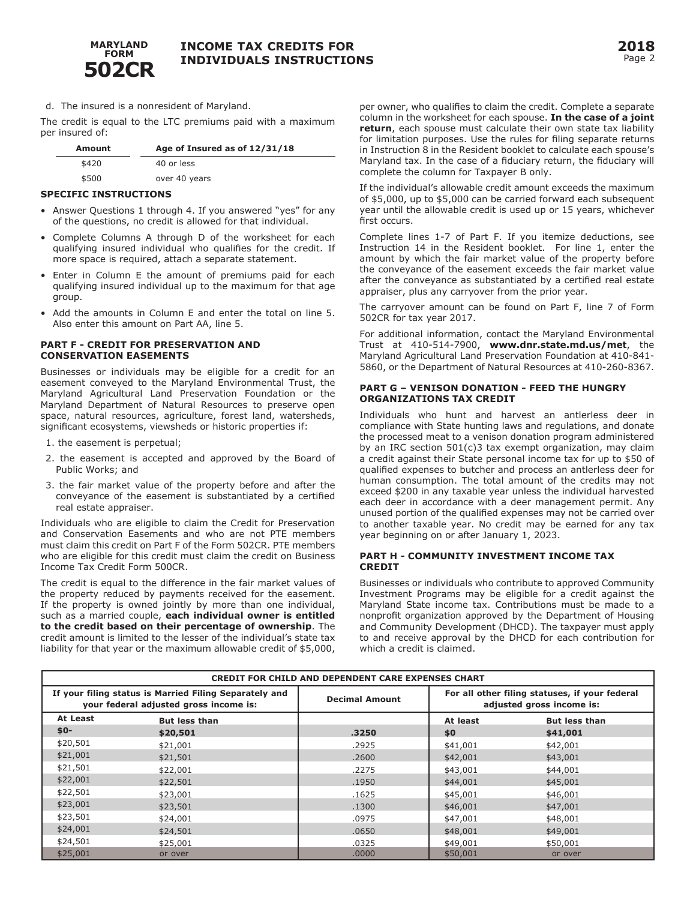d. The insured is a nonresident of Maryland.

The credit is equal to the LTC premiums paid with a maximum per insured of:

| Amount | Age of Insured as of 12/31/18 |
|---|---|
| $420 | 40 or less |
| $500 | over 40 years |

**SPECIFIC INSTRUCTIONS**

- Answer Questions 1 through 4. If you answered "yes" for any of the questions, no credit is allowed for that individual.
- Complete Columns A through D of the worksheet for each qualifying insured individual who qualifies for the credit. If more space is required, attach a separate statement.
- Enter in Column E the amount of premiums paid for each qualifying insured individual up to the maximum for that age group.
- Add the amounts in Column E and enter the total on line 5. Also enter this amount on Part AA, line 5.

### PART F - CREDIT FOR PRESERVATION AND CONSERVATION EASEMENTS

Businesses or individuals may be eligible for a credit for an easement conveyed to the Maryland Environmental Trust, the Maryland Agricultural Land Preservation Foundation or the Maryland Department of Natural Resources to preserve open space, natural resources, agriculture, forest land, watersheds, significant ecosystems, viewsheds or historic properties if:

1. the easement is perpetual;
2. the easement is accepted and approved by the Board of Public Works; and
3. the fair market value of the property before and after the conveyance of the easement is substantiated by a certified real estate appraiser.

Individuals who are eligible to claim the Credit for Preservation and Conservation Easements and who are not PTE members must claim this credit on Part F of the Form 502CR. PTE members who are eligible for this credit must claim the credit on Business Income Tax Credit Form 500CR.

The credit is equal to the difference in the fair market values of the property reduced by payments received for the easement. If the property is owned jointly by more than one individual, such as a married couple, **each individual owner is entitled to the credit based on their percentage of ownership**. The credit amount is limited to the lesser of the individual's state tax liability for that year or the maximum allowable credit of $5,000, per owner, who qualifies to claim the credit. Complete a separate column in the worksheet for each spouse. **In the case of a joint return**, each spouse must calculate their own state tax liability for limitation purposes. Use the rules for filing separate returns in Instruction 8 in the Resident booklet to calculate each spouse's Maryland tax. In the case of a fiduciary return, the fiduciary will complete the column for Taxpayer B only.

If the individual's allowable credit amount exceeds the maximum of $5,000, up to $5,000 can be carried forward each subsequent year until the allowable credit is used up or 15 years, whichever first occurs.

Complete lines 1-7 of Part F. If you itemize deductions, see Instruction 14 in the Resident booklet. For line 1, enter the amount by which the fair market value of the property before the conveyance of the easement exceeds the fair market value after the conveyance as substantiated by a certified real estate appraiser, plus any carryover from the prior year.

The carryover amount can be found on Part F, line 7 of Form 502CR for tax year 2017.

For additional information, contact the Maryland Environmental Trust at 410-514-7900, **www.dnr.state.md.us/met**, the Maryland Agricultural Land Preservation Foundation at 410-841-5860, or the Department of Natural Resources at 410-260-8367.

### PART G – VENISON DONATION - FEED THE HUNGRY ORGANIZATIONS TAX CREDIT

Individuals who hunt and harvest an antlerless deer in compliance with State hunting laws and regulations, and donate the processed meat to a venison donation program administered by an IRC section 501(c)3 tax exempt organization, may claim a credit against their State personal income tax for up to $50 of qualified expenses to butcher and process an antlerless deer for human consumption. The total amount of the credits may not exceed $200 in any taxable year unless the individual harvested each deer in accordance with a deer management permit. Any unused portion of the qualified expenses may not be carried over to another taxable year. No credit may be earned for any tax year beginning on or after January 1, 2023.

### PART H - COMMUNITY INVESTMENT INCOME TAX CREDIT

Businesses or individuals who contribute to approved Community Investment Programs may be eligible for a credit against the Maryland State income tax. Contributions must be made to a nonprofit organization approved by the Department of Housing and Community Development (DHCD). The taxpayer must apply to and receive approval by the DHCD for each contribution for which a credit is claimed.

**CREDIT FOR CHILD AND DEPENDENT CARE EXPENSES CHART**

| If your filing status is Married Filing Separately and your federal adjusted gross income is: | | Decimal Amount | For all other filing statuses, if your federal adjusted gross income is: | |
|---|---|---|---|---|
| At Least | But less than | | At least | But less than |
| $0- | $20,501 | .3250 | $0 | $41,001 |
| $20,501 | $21,001 | .2925 | $41,001 | $42,001 |
| $21,001 | $21,501 | .2600 | $42,001 | $43,001 |
| $21,501 | $22,001 | .2275 | $43,001 | $44,001 |
| $22,001 | $22,501 | .1950 | $44,001 | $45,001 |
| $22,501 | $23,001 | .1625 | $45,001 | $46,001 |
| $23,001 | $23,501 | .1300 | $46,001 | $47,001 |
| $23,501 | $24,001 | .0975 | $47,001 | $48,001 |
| $24,001 | $24,501 | .0650 | $48,001 | $49,001 |
| $24,501 | $25,001 | .0325 | $49,001 | $50,001 |
| $25,001 | or over | .0000 | $50,001 | or over |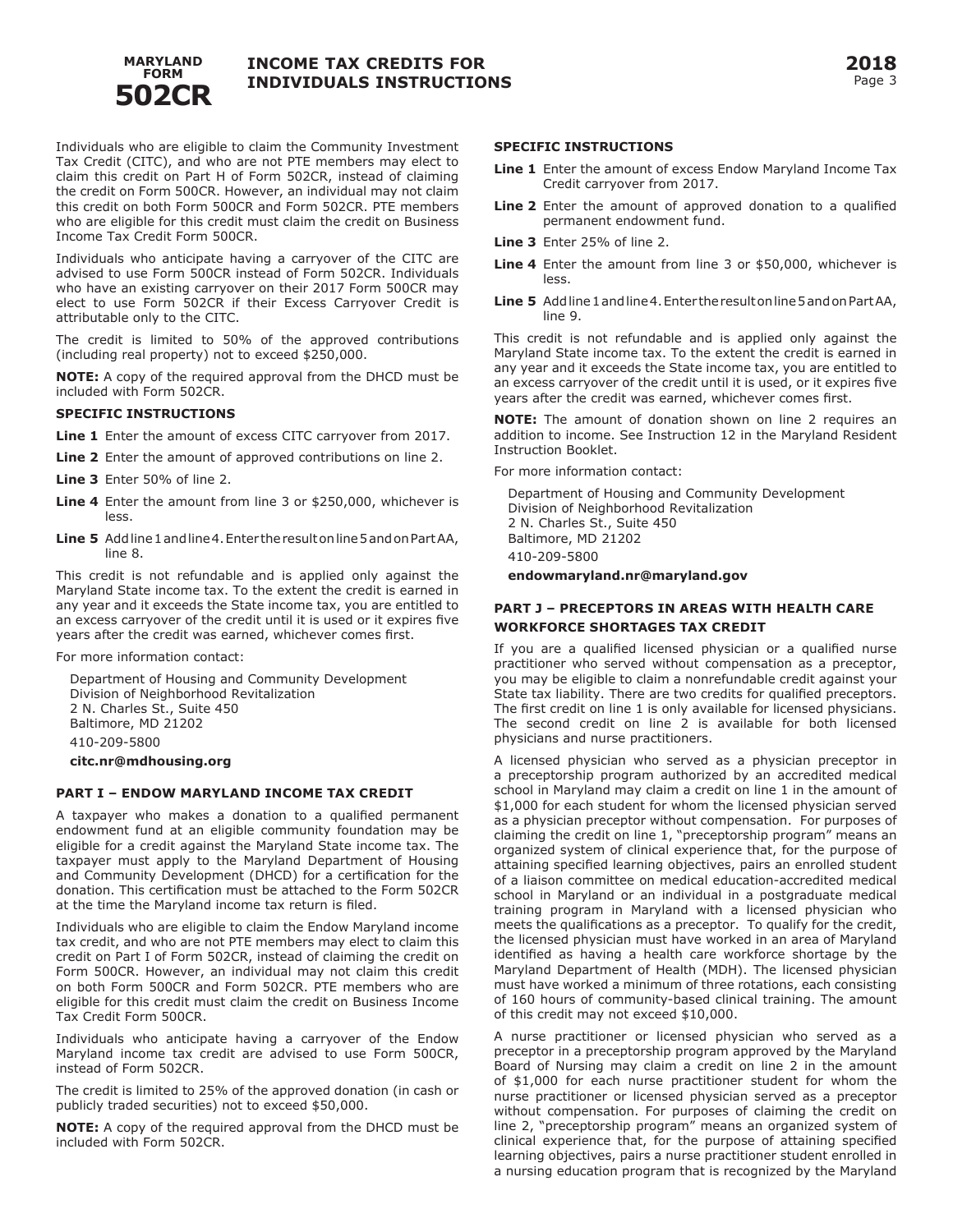Individuals who are eligible to claim the Community Investment Tax Credit (CITC), and who are not PTE members may elect to claim this credit on Part H of Form 502CR, instead of claiming the credit on Form 500CR. However, an individual may not claim this credit on both Form 500CR and Form 502CR. PTE members who are eligible for this credit must claim the credit on Business Income Tax Credit Form 500CR.

Individuals who anticipate having a carryover of the CITC are advised to use Form 500CR instead of Form 502CR. Individuals who have an existing carryover on their 2017 Form 500CR may elect to use Form 502CR if their Excess Carryover Credit is attributable only to the CITC.

The credit is limited to 50% of the approved contributions (including real property) not to exceed $250,000.

**NOTE:** A copy of the required approval from the DHCD must be included with Form 502CR.

**SPECIFIC INSTRUCTIONS**

**Line 1** Enter the amount of excess CITC carryover from 2017.

**Line 2** Enter the amount of approved contributions on line 2.

**Line 3** Enter 50% of line 2.

**Line 4** Enter the amount from line 3 or $250,000, whichever is less.

**Line 5** Add line 1 and line 4. Enter the result on line 5 and on Part AA, line 8.

This credit is not refundable and is applied only against the Maryland State income tax. To the extent the credit is earned in any year and it exceeds the State income tax, you are entitled to an excess carryover of the credit until it is used or it expires five years after the credit was earned, whichever comes first.

For more information contact:

Department of Housing and Community Development
Division of Neighborhood Revitalization
2 N. Charles St., Suite 450
Baltimore, MD 21202
410-209-5800
**citc.nr@mdhousing.org**

### PART I – ENDOW MARYLAND INCOME TAX CREDIT

A taxpayer who makes a donation to a qualified permanent endowment fund at an eligible community foundation may be eligible for a credit against the Maryland State income tax. The taxpayer must apply to the Maryland Department of Housing and Community Development (DHCD) for a certification for the donation. This certification must be attached to the Form 502CR at the time the Maryland income tax return is filed.

Individuals who are eligible to claim the Endow Maryland income tax credit, and who are not PTE members may elect to claim this credit on Part I of Form 502CR, instead of claiming the credit on Form 500CR. However, an individual may not claim this credit on both Form 500CR and Form 502CR. PTE members who are eligible for this credit must claim the credit on Business Income Tax Credit Form 500CR.

Individuals who anticipate having a carryover of the Endow Maryland income tax credit are advised to use Form 500CR, instead of Form 502CR.

The credit is limited to 25% of the approved donation (in cash or publicly traded securities) not to exceed $50,000.

**NOTE:** A copy of the required approval from the DHCD must be included with Form 502CR.

**SPECIFIC INSTRUCTIONS**

**Line 1** Enter the amount of excess Endow Maryland Income Tax Credit carryover from 2017.

**Line 2** Enter the amount of approved donation to a qualified permanent endowment fund.

**Line 3** Enter 25% of line 2.

**Line 4** Enter the amount from line 3 or $50,000, whichever is less.

**Line 5** Add line 1 and line 4. Enter the result on line 5 and on Part AA, line 9.

This credit is not refundable and is applied only against the Maryland State income tax. To the extent the credit is earned in any year and it exceeds the State income tax, you are entitled to an excess carryover of the credit until it is used, or it expires five years after the credit was earned, whichever comes first.

**NOTE:** The amount of donation shown on line 2 requires an addition to income. See Instruction 12 in the Maryland Resident Instruction Booklet.

For more information contact:

Department of Housing and Community Development
Division of Neighborhood Revitalization
2 N. Charles St., Suite 450
Baltimore, MD 21202
410-209-5800
**endowmaryland.nr@maryland.gov**

### PART J – PRECEPTORS IN AREAS WITH HEALTH CARE WORKFORCE SHORTAGES TAX CREDIT

If you are a qualified licensed physician or a qualified nurse practitioner who served without compensation as a preceptor, you may be eligible to claim a nonrefundable credit against your State tax liability. There are two credits for qualified preceptors. The first credit on line 1 is only available for licensed physicians. The second credit on line 2 is available for both licensed physicians and nurse practitioners.

A licensed physician who served as a physician preceptor in a preceptorship program authorized by an accredited medical school in Maryland may claim a credit on line 1 in the amount of $1,000 for each student for whom the licensed physician served as a physician preceptor without compensation. For purposes of claiming the credit on line 1, "preceptorship program" means an organized system of clinical experience that, for the purpose of attaining specified learning objectives, pairs an enrolled student of a liaison committee on medical education-accredited medical school in Maryland or an individual in a postgraduate medical training program in Maryland with a licensed physician who meets the qualifications as a preceptor. To qualify for the credit, the licensed physician must have worked in an area of Maryland identified as having a health care workforce shortage by the Maryland Department of Health (MDH). The licensed physician must have worked a minimum of three rotations, each consisting of 160 hours of community-based clinical training. The amount of this credit may not exceed $10,000.

A nurse practitioner or licensed physician who served as a preceptor in a preceptorship program approved by the Maryland Board of Nursing may claim a credit on line 2 in the amount of $1,000 for each nurse practitioner student for whom the nurse practitioner or licensed physician served as a preceptor without compensation. For purposes of claiming the credit on line 2, "preceptorship program" means an organized system of clinical experience that, for the purpose of attaining specified learning objectives, pairs a nurse practitioner student enrolled in a nursing education program that is recognized by the Maryland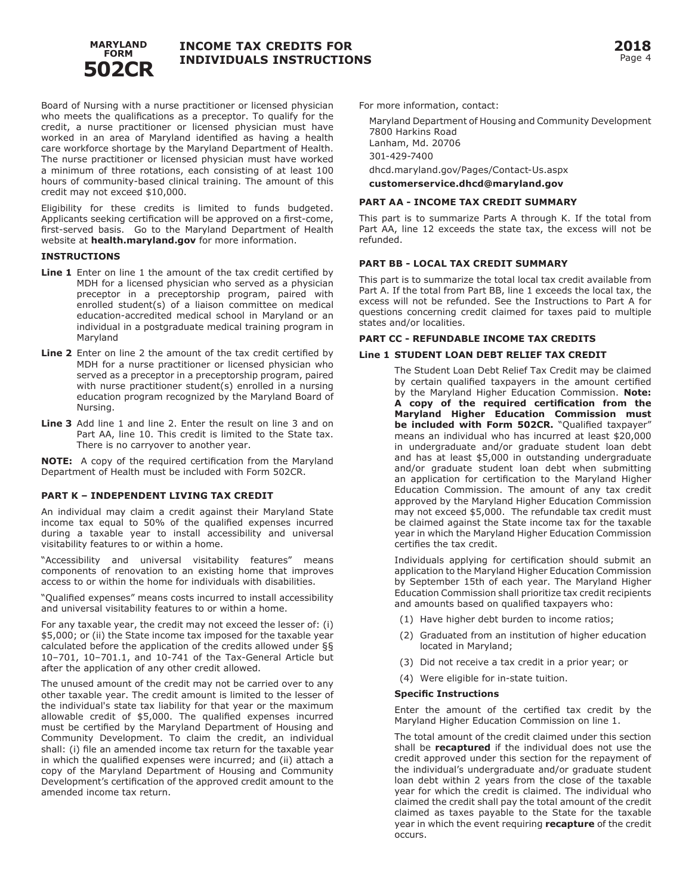Board of Nursing with a nurse practitioner or licensed physician who meets the qualifications as a preceptor. To qualify for the credit, a nurse practitioner or licensed physician must have worked in an area of Maryland identified as having a health care workforce shortage by the Maryland Department of Health. The nurse practitioner or licensed physician must have worked a minimum of three rotations, each consisting of at least 100 hours of community-based clinical training. The amount of this credit may not exceed $10,000.

Eligibility for these credits is limited to funds budgeted. Applicants seeking certification will be approved on a first-come, first-served basis. Go to the Maryland Department of Health website at **health.maryland.gov** for more information.

**INSTRUCTIONS**

**Line 1** Enter on line 1 the amount of the tax credit certified by MDH for a licensed physician who served as a physician preceptor in a preceptorship program, paired with enrolled student(s) of a liaison committee on medical education-accredited medical school in Maryland or an individual in a postgraduate medical training program in Maryland

**Line 2** Enter on line 2 the amount of the tax credit certified by MDH for a nurse practitioner or licensed physician who served as a preceptor in a preceptorship program, paired with nurse practitioner student(s) enrolled in a nursing education program recognized by the Maryland Board of Nursing.

**Line 3** Add line 1 and line 2. Enter the result on line 3 and on Part AA, line 10. This credit is limited to the State tax. There is no carryover to another year.

**NOTE:** A copy of the required certification from the Maryland Department of Health must be included with Form 502CR.

### PART K – INDEPENDENT LIVING TAX CREDIT

An individual may claim a credit against their Maryland State income tax equal to 50% of the qualified expenses incurred during a taxable year to install accessibility and universal visitability features to or within a home.

"Accessibility and universal visitability features" means components of renovation to an existing home that improves access to or within the home for individuals with disabilities.

"Qualified expenses" means costs incurred to install accessibility and universal visitability features to or within a home.

For any taxable year, the credit may not exceed the lesser of: (i) $5,000; or (ii) the State income tax imposed for the taxable year calculated before the application of the credits allowed under §§ 10–701, 10–701.1, and 10-741 of the Tax-General Article but after the application of any other credit allowed.

The unused amount of the credit may not be carried over to any other taxable year. The credit amount is limited to the lesser of the individual's state tax liability for that year or the maximum allowable credit of $5,000. The qualified expenses incurred must be certified by the Maryland Department of Housing and Community Development. To claim the credit, an individual shall: (i) file an amended income tax return for the taxable year in which the qualified expenses were incurred; and (ii) attach a copy of the Maryland Department of Housing and Community Development's certification of the approved credit amount to the amended income tax return.

For more information, contact:

Maryland Department of Housing and Community Development
7800 Harkins Road
Lanham, Md. 20706
301-429-7400
dhcd.maryland.gov/Pages/Contact-Us.aspx
**customerservice.dhcd@maryland.gov**

### PART AA - INCOME TAX CREDIT SUMMARY

This part is to summarize Parts A through K. If the total from Part AA, line 12 exceeds the state tax, the excess will not be refunded.

### PART BB - LOCAL TAX CREDIT SUMMARY

This part is to summarize the total local tax credit available from Part A. If the total from Part BB, line 1 exceeds the local tax, the excess will not be refunded. See the Instructions to Part A for questions concerning credit claimed for taxes paid to multiple states and/or localities.

### PART CC - REFUNDABLE INCOME TAX CREDITS

**Line 1 STUDENT LOAN DEBT RELIEF TAX CREDIT**

The Student Loan Debt Relief Tax Credit may be claimed by certain qualified taxpayers in the amount certified by the Maryland Higher Education Commission. **Note: A copy of the required certification from the Maryland Higher Education Commission must be included with Form 502CR.** "Qualified taxpayer" means an individual who has incurred at least $20,000 in undergraduate and/or graduate student loan debt and has at least $5,000 in outstanding undergraduate and/or graduate student loan debt when submitting an application for certification to the Maryland Higher Education Commission. The amount of any tax credit approved by the Maryland Higher Education Commission may not exceed $5,000. The refundable tax credit must be claimed against the State income tax for the taxable year in which the Maryland Higher Education Commission certifies the tax credit.

Individuals applying for certification should submit an application to the Maryland Higher Education Commission by September 15th of each year. The Maryland Higher Education Commission shall prioritize tax credit recipients and amounts based on qualified taxpayers who:

(1) Have higher debt burden to income ratios;

(2) Graduated from an institution of higher education located in Maryland;

(3) Did not receive a tax credit in a prior year; or

(4) Were eligible for in-state tuition.

**Specific Instructions**

Enter the amount of the certified tax credit by the Maryland Higher Education Commission on line 1.

The total amount of the credit claimed under this section shall be **recaptured** if the individual does not use the credit approved under this section for the repayment of the individual's undergraduate and/or graduate student loan debt within 2 years from the close of the taxable year for which the credit is claimed. The individual who claimed the credit shall pay the total amount of the credit claimed as taxes payable to the State for the taxable year in which the event requiring **recapture** of the credit occurs.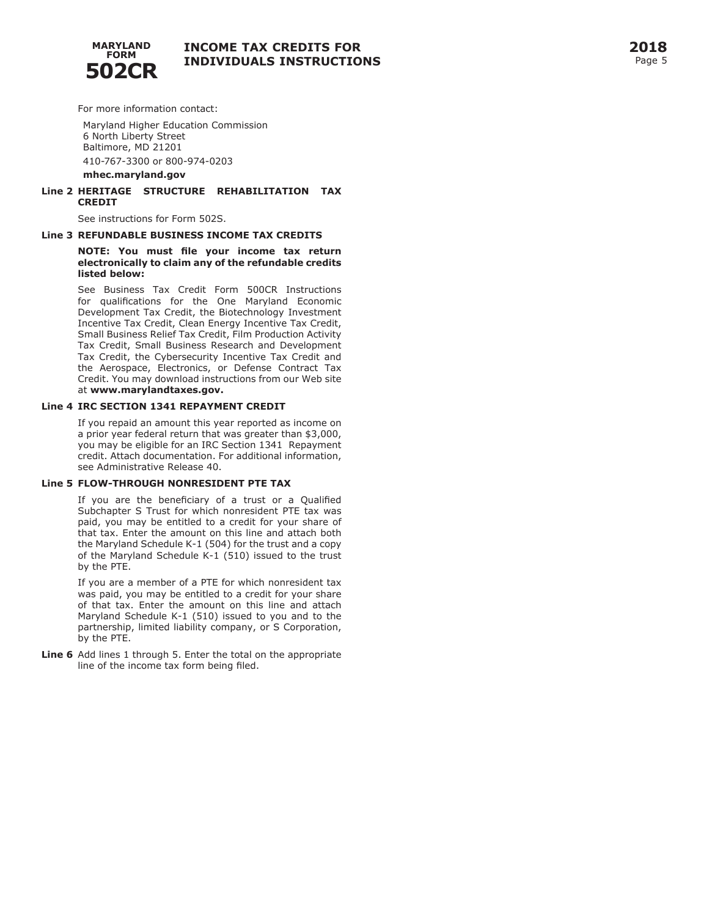For more information contact:

Maryland Higher Education Commission
6 North Liberty Street
Baltimore, MD 21201
410-767-3300 or 800-974-0203
**mhec.maryland.gov**

**Line 2 HERITAGE STRUCTURE REHABILITATION TAX CREDIT**

See instructions for Form 502S.

**Line 3 REFUNDABLE BUSINESS INCOME TAX CREDITS**

**NOTE: You must file your income tax return electronically to claim any of the refundable credits listed below:**

See Business Tax Credit Form 500CR Instructions for qualifications for the One Maryland Economic Development Tax Credit, the Biotechnology Investment Incentive Tax Credit, Clean Energy Incentive Tax Credit, Small Business Relief Tax Credit, Film Production Activity Tax Credit, Small Business Research and Development Tax Credit, the Cybersecurity Incentive Tax Credit and the Aerospace, Electronics, or Defense Contract Tax Credit. You may download instructions from our Web site at **www.marylandtaxes.gov.**

**Line 4 IRC SECTION 1341 REPAYMENT CREDIT**

If you repaid an amount this year reported as income on a prior year federal return that was greater than $3,000, you may be eligible for an IRC Section 1341 Repayment credit. Attach documentation. For additional information, see Administrative Release 40.

**Line 5 FLOW-THROUGH NONRESIDENT PTE TAX**

If you are the beneficiary of a trust or a Qualified Subchapter S Trust for which nonresident PTE tax was paid, you may be entitled to a credit for your share of that tax. Enter the amount on this line and attach both the Maryland Schedule K-1 (504) for the trust and a copy of the Maryland Schedule K-1 (510) issued to the trust by the PTE.

If you are a member of a PTE for which nonresident tax was paid, you may be entitled to a credit for your share of that tax. Enter the amount on this line and attach Maryland Schedule K-1 (510) issued to you and to the partnership, limited liability company, or S Corporation, by the PTE.

**Line 6** Add lines 1 through 5. Enter the total on the appropriate line of the income tax form being filed.